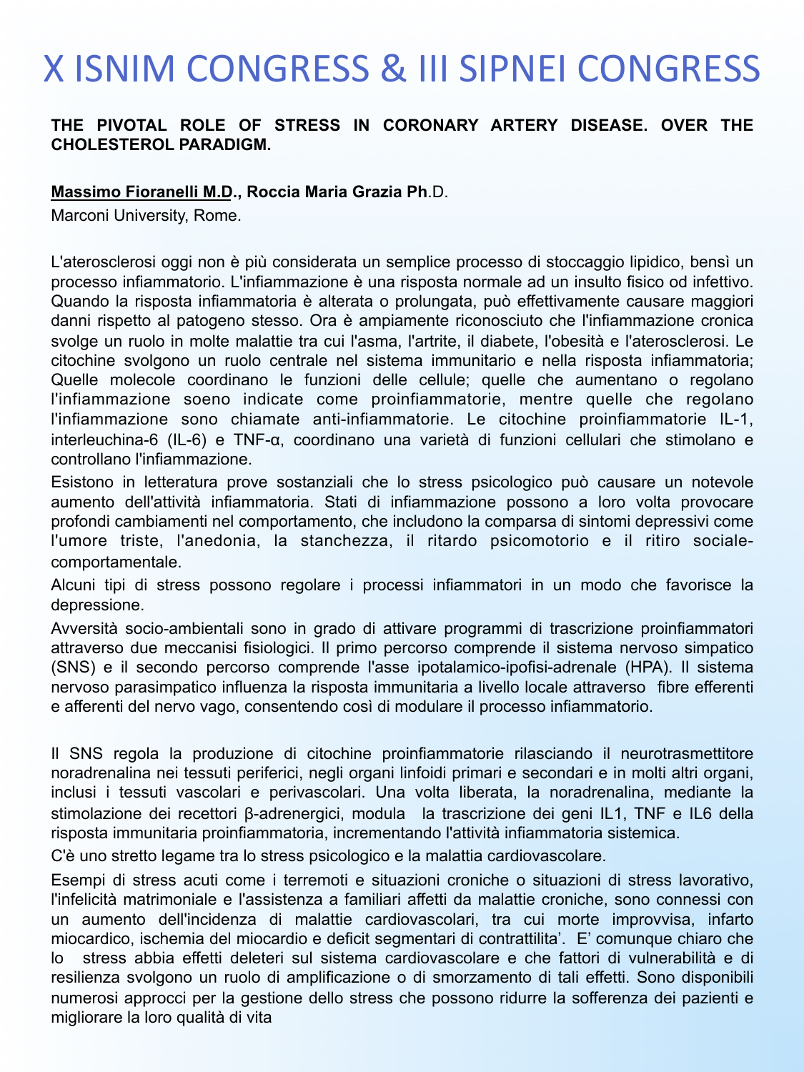# X ISNIM CONGRESS & III SIPNEI CONGRESS

**THE PIVOTAL ROLE OF STRESS IN CORONARY ARTERY DISEASE. OVER THE CHOLESTEROL PARADIGM.**

**Massimo Fioranelli M.D., Roccia Maria Grazia Ph.D.**

Marconi University, Rome.

L'aterosclerosi oggi non è più considerata un semplice processo di stoccaggio lipidico, bensì un processo infiammatorio. L'infiammazione è una risposta normale ad un insulto fisico od infettivo. Quando la risposta infiammatoria è alterata o prolungata, può effettivamente causare maggiori danni rispetto al patogeno stesso. Ora è ampiamente riconosciuto che l'infiammazione cronica svolge un ruolo in molte malattie tra cui l'asma, l'artrite, il diabete, l'obesità e l'aterosclerosi. Le citochine svolgono un ruolo centrale nel sistema immunitario e nella risposta infiammatoria; Quelle molecole coordinano le funzioni delle cellule; quelle che aumentano o regolano l'infiammazione soeno indicate come proinfiammatorie, mentre quelle che regolano l'infiammazione sono chiamate anti-infiammatorie. Le citochine proinfiammatorie IL-1, interleuchina-6 (IL-6) e TNF-α, coordinano una varietà di funzioni cellulari che stimolano e controllano l'infiammazione.

Esistono in letteratura prove sostanziali che lo stress psicologico può causare un notevole aumento dell'attività infiammatoria. Stati di infiammazione possono a loro volta provocare profondi cambiamenti nel comportamento, che includono la comparsa di sintomi depressivi come l'umore triste, l'anedonia, la stanchezza, il ritardo psicomotorio e il ritiro sociale-comportamentale.

Alcuni tipi di stress possono regolare i processi infiammatori in un modo che favorisce la depressione.

Avversità socio-ambientali sono in grado di attivare programmi di trascrizione proinfiammatori attraverso due meccanisi fisiologici. Il primo percorso comprende il sistema nervoso simpatico (SNS) e il secondo percorso comprende l'asse ipotalamico-ipofisi-adrenale (HPA). Il sistema nervoso parasimpatico influenza la risposta immunitaria a livello locale attraverso fibre efferenti e afferenti del nervo vago, consentendo così di modulare il processo infiammatorio.

Il SNS regola la produzione di citochine proinfiammatorie rilasciando il neurotrasmettitore noradrenalina nei tessuti periferici, negli organi linfoidi primari e secondari e in molti altri organi, inclusi i tessuti vascolari e perivascolari. Una volta liberata, la noradrenalina, mediante la stimolazione dei recettori β-adrenergici, modula la trascrizione dei geni IL1, TNF e IL6 della risposta immunitaria proinfiammatoria, incrementando l'attività infiammatoria sistemica.

C'è uno stretto legame tra lo stress psicologico e la malattia cardiovascolare.

Esempi di stress acuti come i terremoti e situazioni croniche o situazioni di stress lavorativo, l'infelicità matrimoniale e l'assistenza a familiari affetti da malattie croniche, sono connessi con un aumento dell'incidenza di malattie cardiovascolari, tra cui morte improvvisa, infarto miocardico, ischemia del miocardio e deficit segmentari di contrattilita'. E' comunque chiaro che lo stress abbia effetti deleteri sul sistema cardiovascolare e che fattori di vulnerabilità e di resilienza svolgono un ruolo di amplificazione o di smorzamento di tali effetti. Sono disponibili numerosi approcci per la gestione dello stress che possono ridurre la sofferenza dei pazienti e migliorare la loro qualità di vita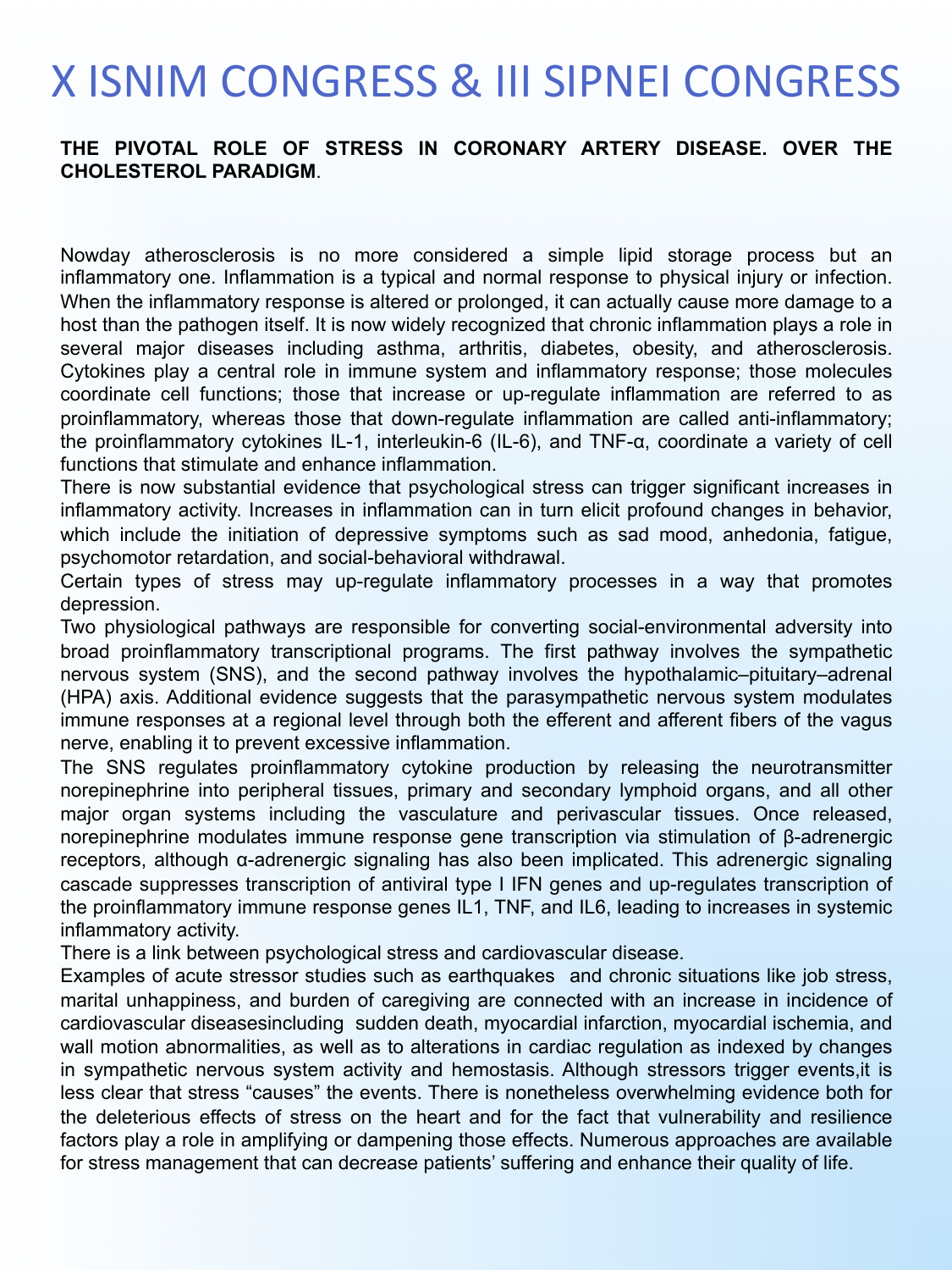**THE PIVOTAL ROLE OF STRESS IN CORONARY ARTERY DISEASE. OVER THE CHOLESTEROL PARADIGM**.

Nowday atherosclerosis is no more considered a simple lipid storage process but an inflammatory one. Inflammation is a typical and normal response to physical injury or infection. When the inflammatory response is altered or prolonged, it can actually cause more damage to a host than the pathogen itself. It is now widely recognized that chronic inflammation plays a role in several major diseases including asthma, arthritis, diabetes, obesity, and atherosclerosis. Cytokines play a central role in immune system and inflammatory response; those molecules coordinate cell functions; those that increase or up-regulate inflammation are referred to as proinflammatory, whereas those that down-regulate inflammation are called anti-inflammatory; the proinflammatory cytokines IL-1, interleukin-6 (IL-6), and TNF-α, coordinate a variety of cell functions that stimulate and enhance inflammation.

There is now substantial evidence that psychological stress can trigger significant increases in inflammatory activity. Increases in inflammation can in turn elicit profound changes in behavior, which include the initiation of depressive symptoms such as sad mood, anhedonia, fatigue, psychomotor retardation, and social-behavioral withdrawal.

Certain types of stress may up-regulate inflammatory processes in a way that promotes depression.

Two physiological pathways are responsible for converting social-environmental adversity into broad proinflammatory transcriptional programs. The first pathway involves the sympathetic nervous system (SNS), and the second pathway involves the hypothalamic–pituitary–adrenal (HPA) axis. Additional evidence suggests that the parasympathetic nervous system modulates immune responses at a regional level through both the efferent and afferent fibers of the vagus nerve, enabling it to prevent excessive inflammation.

The SNS regulates proinflammatory cytokine production by releasing the neurotransmitter norepinephrine into peripheral tissues, primary and secondary lymphoid organs, and all other major organ systems including the vasculature and perivascular tissues. Once released, norepinephrine modulates immune response gene transcription via stimulation of β-adrenergic receptors, although α-adrenergic signaling has also been implicated. This adrenergic signaling cascade suppresses transcription of antiviral type I IFN genes and up-regulates transcription of the proinflammatory immune response genes IL1, TNF, and IL6, leading to increases in systemic inflammatory activity.

There is a link between psychological stress and cardiovascular disease.

Examples of acute stressor studies such as earthquakes and chronic situations like job stress, marital unhappiness, and burden of caregiving are connected with an increase in incidence of cardiovascular diseasesincluding sudden death, myocardial infarction, myocardial ischemia, and wall motion abnormalities, as well as to alterations in cardiac regulation as indexed by changes in sympathetic nervous system activity and hemostasis. Although stressors trigger events,it is less clear that stress "causes" the events. There is nonetheless overwhelming evidence both for the deleterious effects of stress on the heart and for the fact that vulnerability and resilience factors play a role in amplifying or dampening those effects. Numerous approaches are available for stress management that can decrease patients' suffering and enhance their quality of life.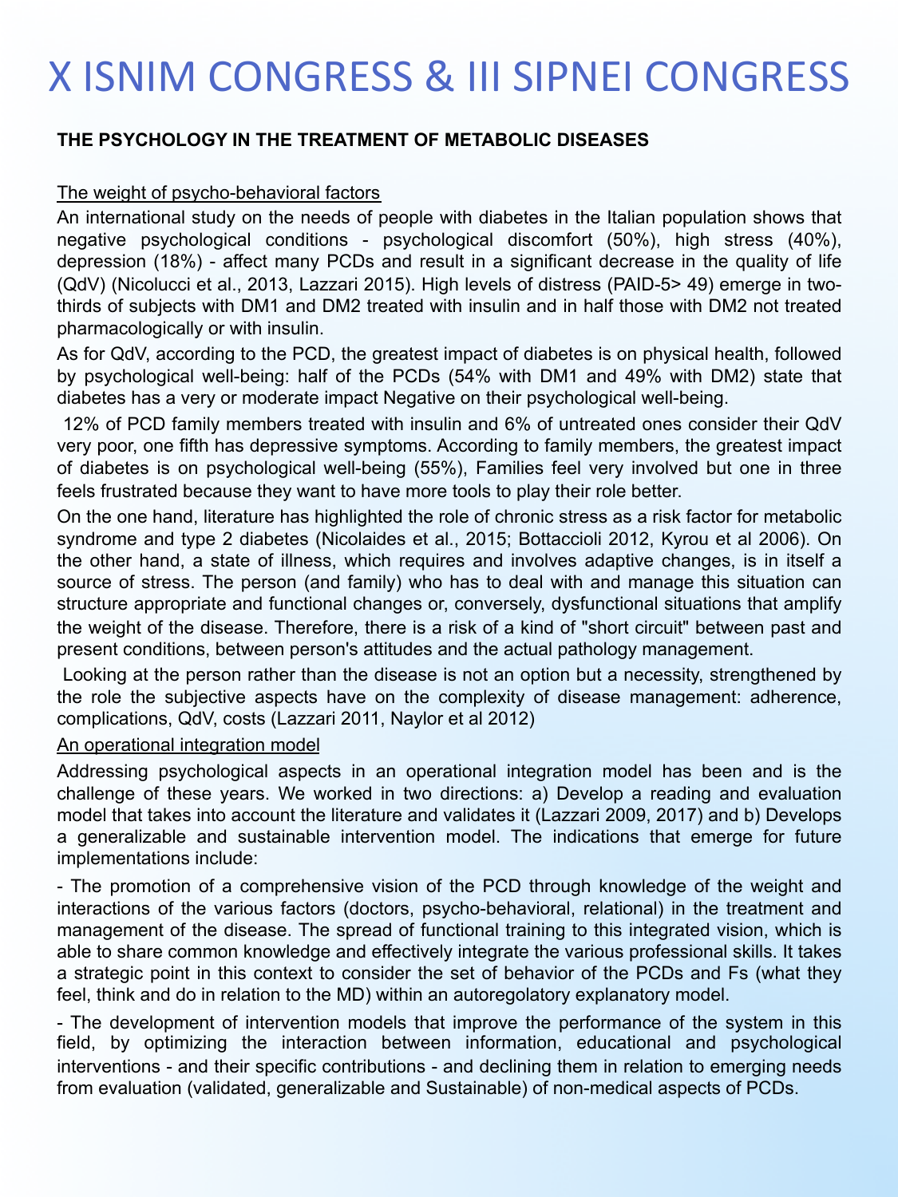# X ISNIM CONGRESS & III SIPNEI CONGRESS

## THE PSYCHOLOGY IN THE TREATMENT OF METABOLIC DISEASES

### The weight of psycho-behavioral factors

An international study on the needs of people with diabetes in the Italian population shows that negative psychological conditions - psychological discomfort (50%), high stress (40%), depression (18%) - affect many PCDs and result in a significant decrease in the quality of life (QdV) (Nicolucci et al., 2013, Lazzari 2015). High levels of distress (PAID-5> 49) emerge in two-thirds of subjects with DM1 and DM2 treated with insulin and in half those with DM2 not treated pharmacologically or with insulin.

As for QdV, according to the PCD, the greatest impact of diabetes is on physical health, followed by psychological well-being: half of the PCDs (54% with DM1 and 49% with DM2) state that diabetes has a very or moderate impact Negative on their psychological well-being.

12% of PCD family members treated with insulin and 6% of untreated ones consider their QdV very poor, one fifth has depressive symptoms. According to family members, the greatest impact of diabetes is on psychological well-being (55%), Families feel very involved but one in three feels frustrated because they want to have more tools to play their role better.

On the one hand, literature has highlighted the role of chronic stress as a risk factor for metabolic syndrome and type 2 diabetes (Nicolaides et al., 2015; Bottaccioli 2012, Kyrou et al 2006). On the other hand, a state of illness, which requires and involves adaptive changes, is in itself a source of stress. The person (and family) who has to deal with and manage this situation can structure appropriate and functional changes or, conversely, dysfunctional situations that amplify the weight of the disease. Therefore, there is a risk of a kind of "short circuit" between past and present conditions, between person's attitudes and the actual pathology management.

Looking at the person rather than the disease is not an option but a necessity, strengthened by the role the subjective aspects have on the complexity of disease management: adherence, complications, QdV, costs (Lazzari 2011, Naylor et al 2012)

### An operational integration model

Addressing psychological aspects in an operational integration model has been and is the challenge of these years. We worked in two directions: a) Develop a reading and evaluation model that takes into account the literature and validates it (Lazzari 2009, 2017) and b) Develops a generalizable and sustainable intervention model. The indications that emerge for future implementations include:

- The promotion of a comprehensive vision of the PCD through knowledge of the weight and interactions of the various factors (doctors, psycho-behavioral, relational) in the treatment and management of the disease. The spread of functional training to this integrated vision, which is able to share common knowledge and effectively integrate the various professional skills. It takes a strategic point in this context to consider the set of behavior of the PCDs and Fs (what they feel, think and do in relation to the MD) within an autoregolatory explanatory model.

- The development of intervention models that improve the performance of the system in this field, by optimizing the interaction between information, educational and psychological interventions - and their specific contributions - and declining them in relation to emerging needs from evaluation (validated, generalizable and Sustainable) of non-medical aspects of PCDs.